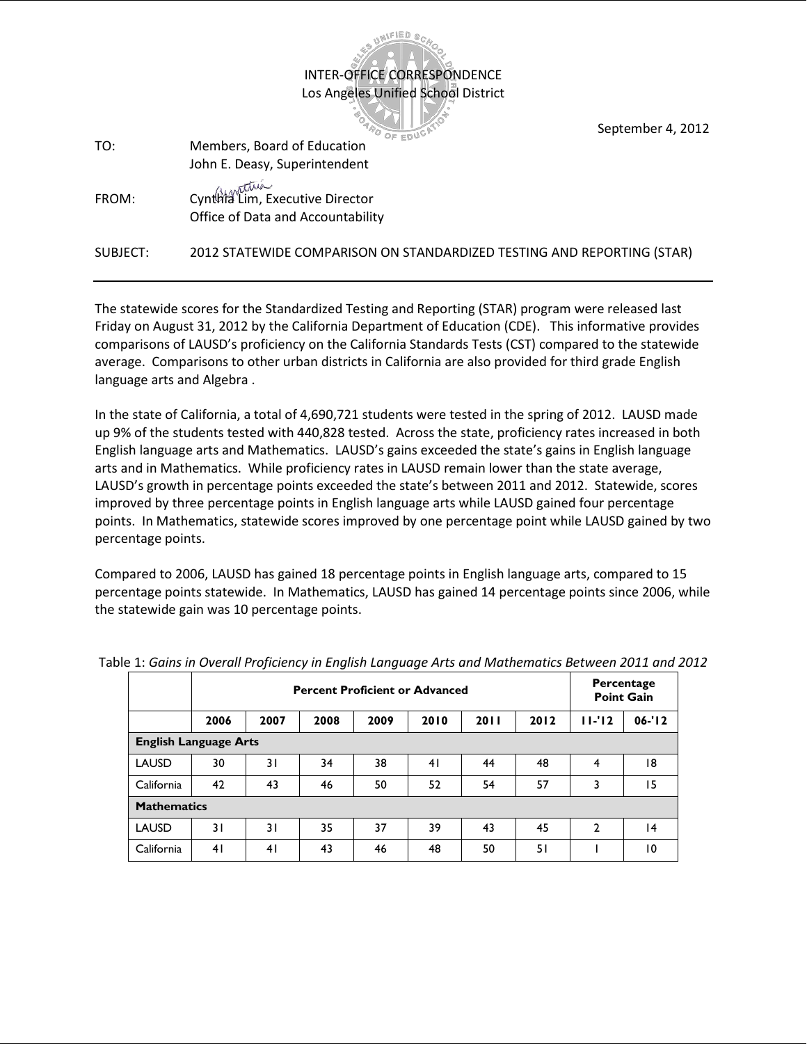INTER-OFFICE CORRESPONDENCE
Los Angeles Unified School District

September 4, 2012

TO: Members, Board of Education
John E. Deasy, Superintendent

FROM: Cynthia Lim, Executive Director
Office of Data and Accountability

SUBJECT: 2012 STATEWIDE COMPARISON ON STANDARDIZED TESTING AND REPORTING (STAR)

---

The statewide scores for the Standardized Testing and Reporting (STAR) program were released last Friday on August 31, 2012 by the California Department of Education (CDE). This informative provides comparisons of LAUSD's proficiency on the California Standards Tests (CST) compared to the statewide average. Comparisons to other urban districts in California are also provided for third grade English language arts and Algebra .

In the state of California, a total of 4,690,721 students were tested in the spring of 2012. LAUSD made up 9% of the students tested with 440,828 tested. Across the state, proficiency rates increased in both English language arts and Mathematics. LAUSD's gains exceeded the state's gains in English language arts and in Mathematics. While proficiency rates in LAUSD remain lower than the state average, LAUSD's growth in percentage points exceeded the state's between 2011 and 2012. Statewide, scores improved by three percentage points in English language arts while LAUSD gained four percentage points. In Mathematics, statewide scores improved by one percentage point while LAUSD gained by two percentage points.

Compared to 2006, LAUSD has gained 18 percentage points in English language arts, compared to 15 percentage points statewide. In Mathematics, LAUSD has gained 14 percentage points since 2006, while the statewide gain was 10 percentage points.

Table 1: *Gains in Overall Proficiency in English Language Arts and Mathematics Between 2011 and 2012*

| | **Percent Proficient or Advanced** | | | | | | | **Percentage Point Gain** | |
|---|---|---|---|---|---|---|---|---|---|
| | **2006** | **2007** | **2008** | **2009** | **2010** | **2011** | **2012** | **11-'12** | **06-'12** |
| **English Language Arts** | | | | | | | | | |
| LAUSD | 30 | 31 | 34 | 38 | 41 | 44 | 48 | 4 | 18 |
| California | 42 | 43 | 46 | 50 | 52 | 54 | 57 | 3 | 15 |
| **Mathematics** | | | | | | | | | |
| LAUSD | 31 | 31 | 35 | 37 | 39 | 43 | 45 | 2 | 14 |
| California | 41 | 41 | 43 | 46 | 48 | 50 | 51 | 1 | 10 |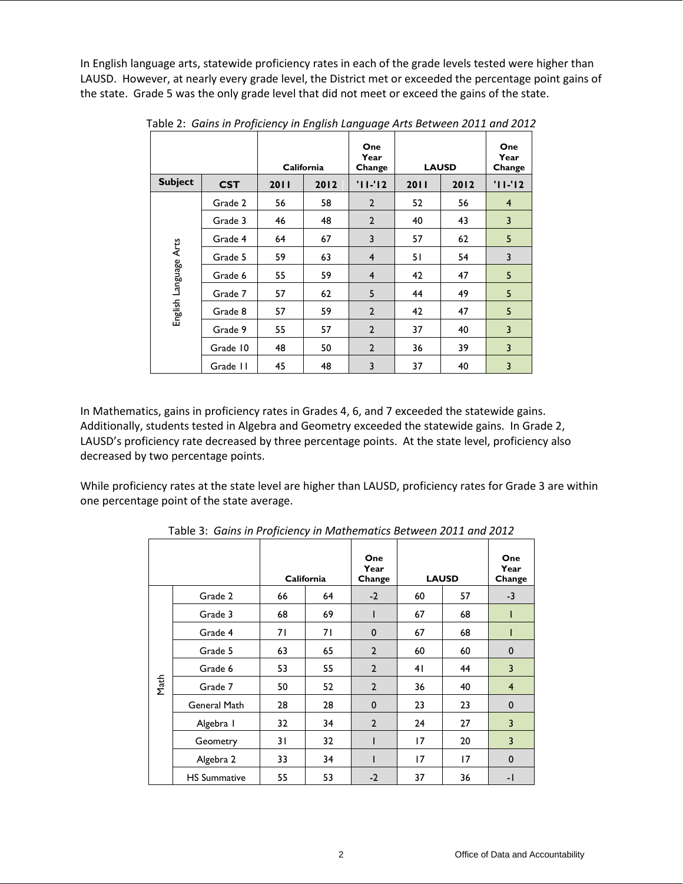In English language arts, statewide proficiency rates in each of the grade levels tested were higher than LAUSD. However, at nearly every grade level, the District met or exceeded the percentage point gains of the state. Grade 5 was the only grade level that did not meet or exceed the gains of the state.

Table 2: *Gains in Proficiency in English Language Arts Between 2011 and 2012*

| | | California | | One Year Change | LAUSD | | One Year Change |
|---|---|---|---|---|---|---|---|
| **Subject** | **CST** | **2011** | **2012** | **'11-'12** | **2011** | **2012** | **'11-'12** |
| English Language Arts | Grade 2 | 56 | 58 | 2 | 52 | 56 | 4 |
| | Grade 3 | 46 | 48 | 2 | 40 | 43 | 3 |
| | Grade 4 | 64 | 67 | 3 | 57 | 62 | 5 |
| | Grade 5 | 59 | 63 | 4 | 51 | 54 | 3 |
| | Grade 6 | 55 | 59 | 4 | 42 | 47 | 5 |
| | Grade 7 | 57 | 62 | 5 | 44 | 49 | 5 |
| | Grade 8 | 57 | 59 | 2 | 42 | 47 | 5 |
| | Grade 9 | 55 | 57 | 2 | 37 | 40 | 3 |
| | Grade 10 | 48 | 50 | 2 | 36 | 39 | 3 |
| | Grade 11 | 45 | 48 | 3 | 37 | 40 | 3 |

In Mathematics, gains in proficiency rates in Grades 4, 6, and 7 exceeded the statewide gains. Additionally, students tested in Algebra and Geometry exceeded the statewide gains. In Grade 2, LAUSD's proficiency rate decreased by three percentage points. At the state level, proficiency also decreased by two percentage points.

While proficiency rates at the state level are higher than LAUSD, proficiency rates for Grade 3 are within one percentage point of the state average.

Table 3: *Gains in Proficiency in Mathematics Between 2011 and 2012*

| | | California | | One Year Change | LAUSD | | One Year Change |
|---|---|---|---|---|---|---|---|
| Math | Grade 2 | 66 | 64 | -2 | 60 | 57 | -3 |
| | Grade 3 | 68 | 69 | 1 | 67 | 68 | 1 |
| | Grade 4 | 71 | 71 | 0 | 67 | 68 | 1 |
| | Grade 5 | 63 | 65 | 2 | 60 | 60 | 0 |
| | Grade 6 | 53 | 55 | 2 | 41 | 44 | 3 |
| | Grade 7 | 50 | 52 | 2 | 36 | 40 | 4 |
| | General Math | 28 | 28 | 0 | 23 | 23 | 0 |
| | Algebra 1 | 32 | 34 | 2 | 24 | 27 | 3 |
| | Geometry | 31 | 32 | 1 | 17 | 20 | 3 |
| | Algebra 2 | 33 | 34 | 1 | 17 | 17 | 0 |
| | HS Summative | 55 | 53 | -2 | 37 | 36 | -1 |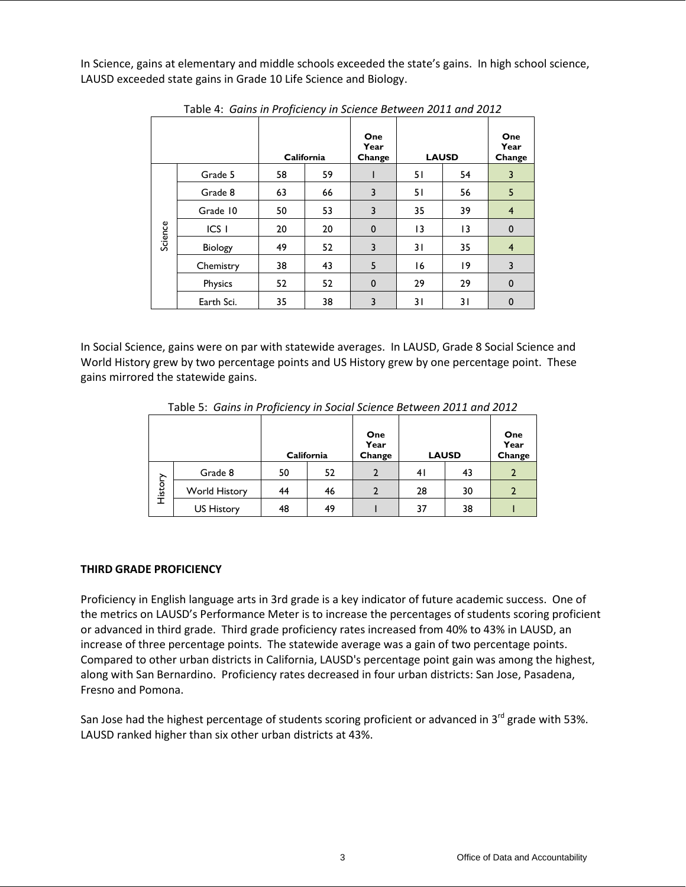In Science, gains at elementary and middle schools exceeded the state's gains. In high school science, LAUSD exceeded state gains in Grade 10 Life Science and Biology.

Table 4: *Gains in Proficiency in Science Between 2011 and 2012*

| | | California | | One Year Change | LAUSD | | One Year Change |
|---|---|---|---|---|---|---|---|
| Science | Grade 5 | 58 | 59 | 1 | 51 | 54 | 3 |
| | Grade 8 | 63 | 66 | 3 | 51 | 56 | 5 |
| | Grade 10 | 50 | 53 | 3 | 35 | 39 | 4 |
| | ICS I | 20 | 20 | 0 | 13 | 13 | 0 |
| | Biology | 49 | 52 | 3 | 31 | 35 | 4 |
| | Chemistry | 38 | 43 | 5 | 16 | 19 | 3 |
| | Physics | 52 | 52 | 0 | 29 | 29 | 0 |
| | Earth Sci. | 35 | 38 | 3 | 31 | 31 | 0 |

In Social Science, gains were on par with statewide averages. In LAUSD, Grade 8 Social Science and World History grew by two percentage points and US History grew by one percentage point. These gains mirrored the statewide gains.

Table 5: *Gains in Proficiency in Social Science Between 2011 and 2012*

| | | California | | One Year Change | LAUSD | | One Year Change |
|---|---|---|---|---|---|---|---|
| History | Grade 8 | 50 | 52 | 2 | 41 | 43 | 2 |
| | World History | 44 | 46 | 2 | 28 | 30 | 2 |
| | US History | 48 | 49 | 1 | 37 | 38 | 1 |

**THIRD GRADE PROFICIENCY**

Proficiency in English language arts in 3rd grade is a key indicator of future academic success. One of the metrics on LAUSD's Performance Meter is to increase the percentages of students scoring proficient or advanced in third grade. Third grade proficiency rates increased from 40% to 43% in LAUSD, an increase of three percentage points. The statewide average was a gain of two percentage points. Compared to other urban districts in California, LAUSD's percentage point gain was among the highest, along with San Bernardino. Proficiency rates decreased in four urban districts: San Jose, Pasadena, Fresno and Pomona.

San Jose had the highest percentage of students scoring proficient or advanced in 3rd grade with 53%. LAUSD ranked higher than six other urban districts at 43%.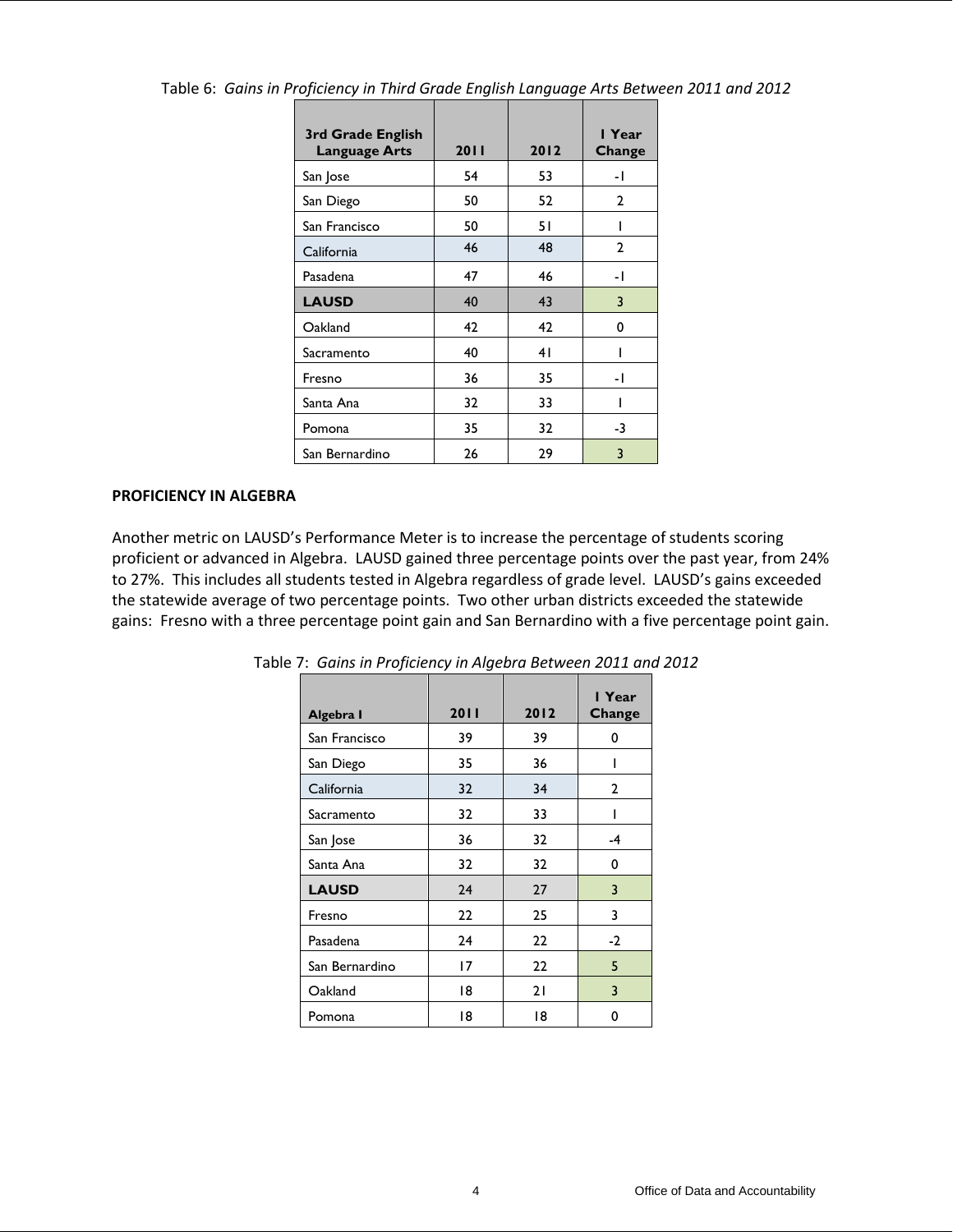Table 6: *Gains in Proficiency in Third Grade English Language Arts Between 2011 and 2012*

| 3rd Grade English Language Arts | 2011 | 2012 | 1 Year Change |
|---|---|---|---|
| San Jose | 54 | 53 | -1 |
| San Diego | 50 | 52 | 2 |
| San Francisco | 50 | 51 | 1 |
| California | 46 | 48 | 2 |
| Pasadena | 47 | 46 | -1 |
| **LAUSD** | 40 | 43 | 3 |
| Oakland | 42 | 42 | 0 |
| Sacramento | 40 | 41 | 1 |
| Fresno | 36 | 35 | -1 |
| Santa Ana | 32 | 33 | 1 |
| Pomona | 35 | 32 | -3 |
| San Bernardino | 26 | 29 | 3 |

**PROFICIENCY IN ALGEBRA**

Another metric on LAUSD's Performance Meter is to increase the percentage of students scoring proficient or advanced in Algebra. LAUSD gained three percentage points over the past year, from 24% to 27%. This includes all students tested in Algebra regardless of grade level. LAUSD's gains exceeded the statewide average of two percentage points. Two other urban districts exceeded the statewide gains: Fresno with a three percentage point gain and San Bernardino with a five percentage point gain.

Table 7: *Gains in Proficiency in Algebra Between 2011 and 2012*

| Algebra I | 2011 | 2012 | 1 Year Change |
|---|---|---|---|
| San Francisco | 39 | 39 | 0 |
| San Diego | 35 | 36 | 1 |
| California | 32 | 34 | 2 |
| Sacramento | 32 | 33 | 1 |
| San Jose | 36 | 32 | -4 |
| Santa Ana | 32 | 32 | 0 |
| **LAUSD** | 24 | 27 | 3 |
| Fresno | 22 | 25 | 3 |
| Pasadena | 24 | 22 | -2 |
| San Bernardino | 17 | 22 | 5 |
| Oakland | 18 | 21 | 3 |
| Pomona | 18 | 18 | 0 |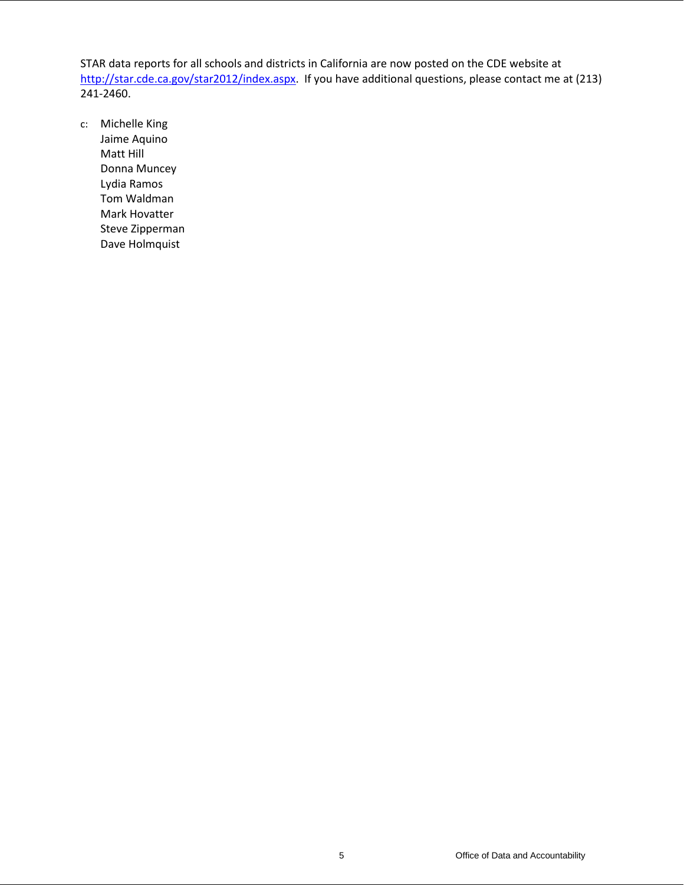STAR data reports for all schools and districts in California are now posted on the CDE website at http://star.cde.ca.gov/star2012/index.aspx. If you have additional questions, please contact me at (213) 241-2460.

c: Michelle King
Jaime Aquino
Matt Hill
Donna Muncey
Lydia Ramos
Tom Waldman
Mark Hovatter
Steve Zipperman
Dave Holmquist